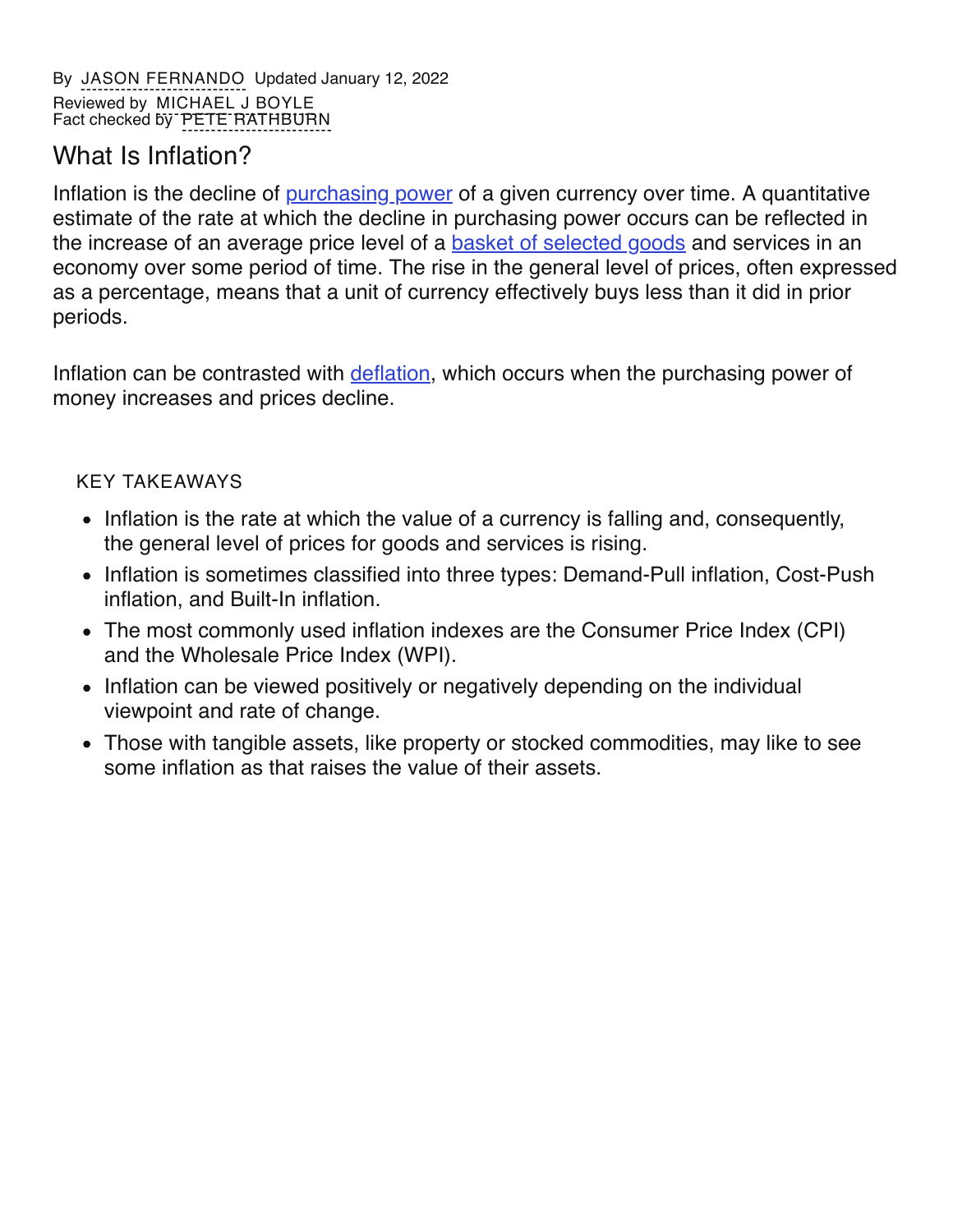By JASON FERNANDO Updated January 12, 2022
Reviewed by MICHAEL J BOYLE
Fact checked by PETE RATHBURN

## What Is Inflation?

Inflation is the decline of purchasing power of a given currency over time. A quantitative estimate of the rate at which the decline in purchasing power occurs can be reflected in the increase of an average price level of a basket of selected goods and services in an economy over some period of time. The rise in the general level of prices, often expressed as a percentage, means that a unit of currency effectively buys less than it did in prior periods.

Inflation can be contrasted with deflation, which occurs when the purchasing power of money increases and prices decline.

KEY TAKEAWAYS

- Inflation is the rate at which the value of a currency is falling and, consequently, the general level of prices for goods and services is rising.
- Inflation is sometimes classified into three types: Demand-Pull inflation, Cost-Push inflation, and Built-In inflation.
- The most commonly used inflation indexes are the Consumer Price Index (CPI) and the Wholesale Price Index (WPI).
- Inflation can be viewed positively or negatively depending on the individual viewpoint and rate of change.
- Those with tangible assets, like property or stocked commodities, may like to see some inflation as that raises the value of their assets.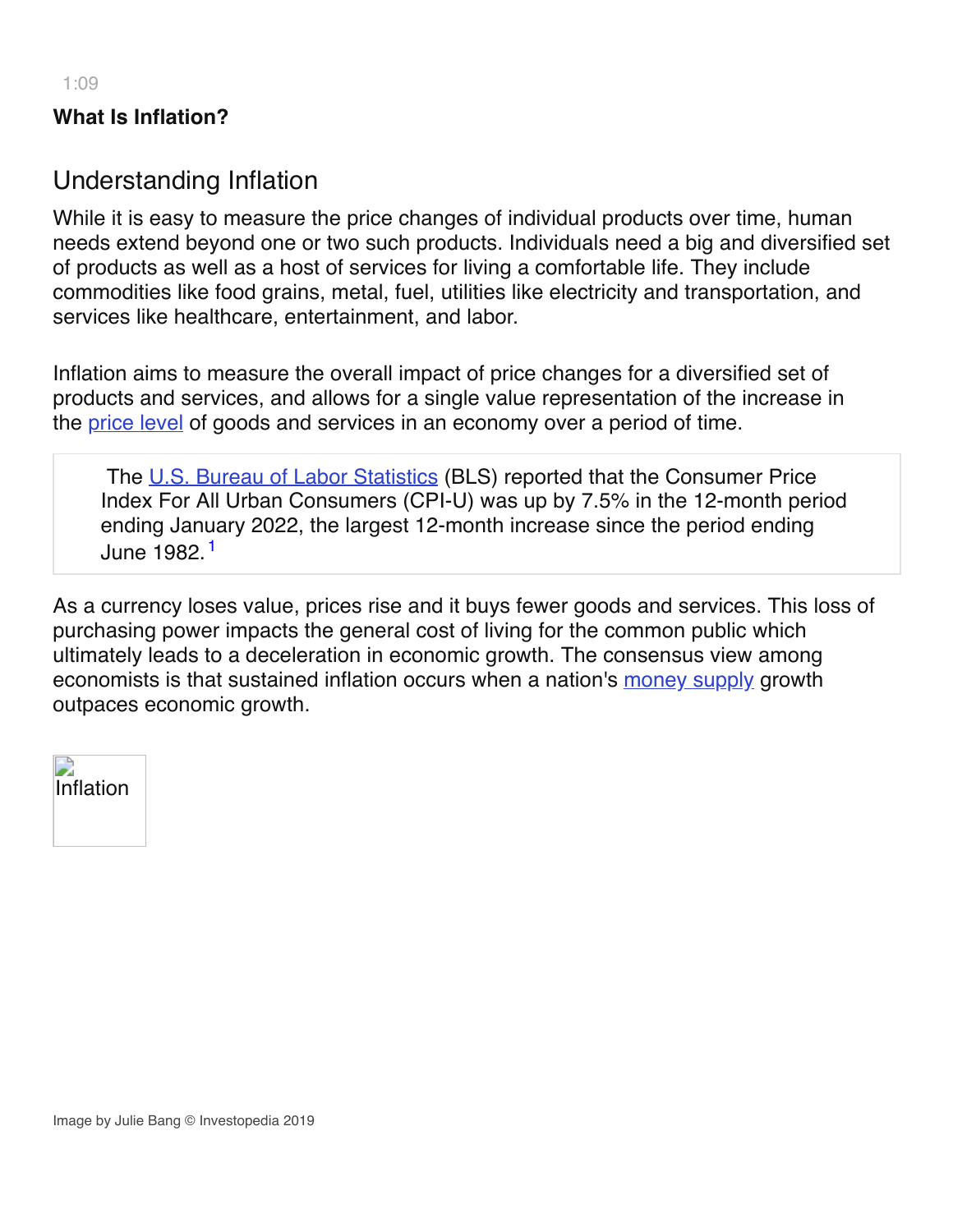1:09

**What Is Inflation?**

## Understanding Inflation

While it is easy to measure the price changes of individual products over time, human needs extend beyond one or two such products. Individuals need a big and diversified set of products as well as a host of services for living a comfortable life. They include commodities like food grains, metal, fuel, utilities like electricity and transportation, and services like healthcare, entertainment, and labor.

Inflation aims to measure the overall impact of price changes for a diversified set of products and services, and allows for a single value representation of the increase in the price level of goods and services in an economy over a period of time.

> The U.S. Bureau of Labor Statistics (BLS) reported that the Consumer Price Index For All Urban Consumers (CPI-U) was up by 7.5% in the 12-month period ending January 2022, the largest 12-month increase since the period ending June 1982.[1]

As a currency loses value, prices rise and it buys fewer goods and services. This loss of purchasing power impacts the general cost of living for the common public which ultimately leads to a deceleration in economic growth. The consensus view among economists is that sustained inflation occurs when a nation's money supply growth outpaces economic growth.

Inflation

Image by Julie Bang © Investopedia 2019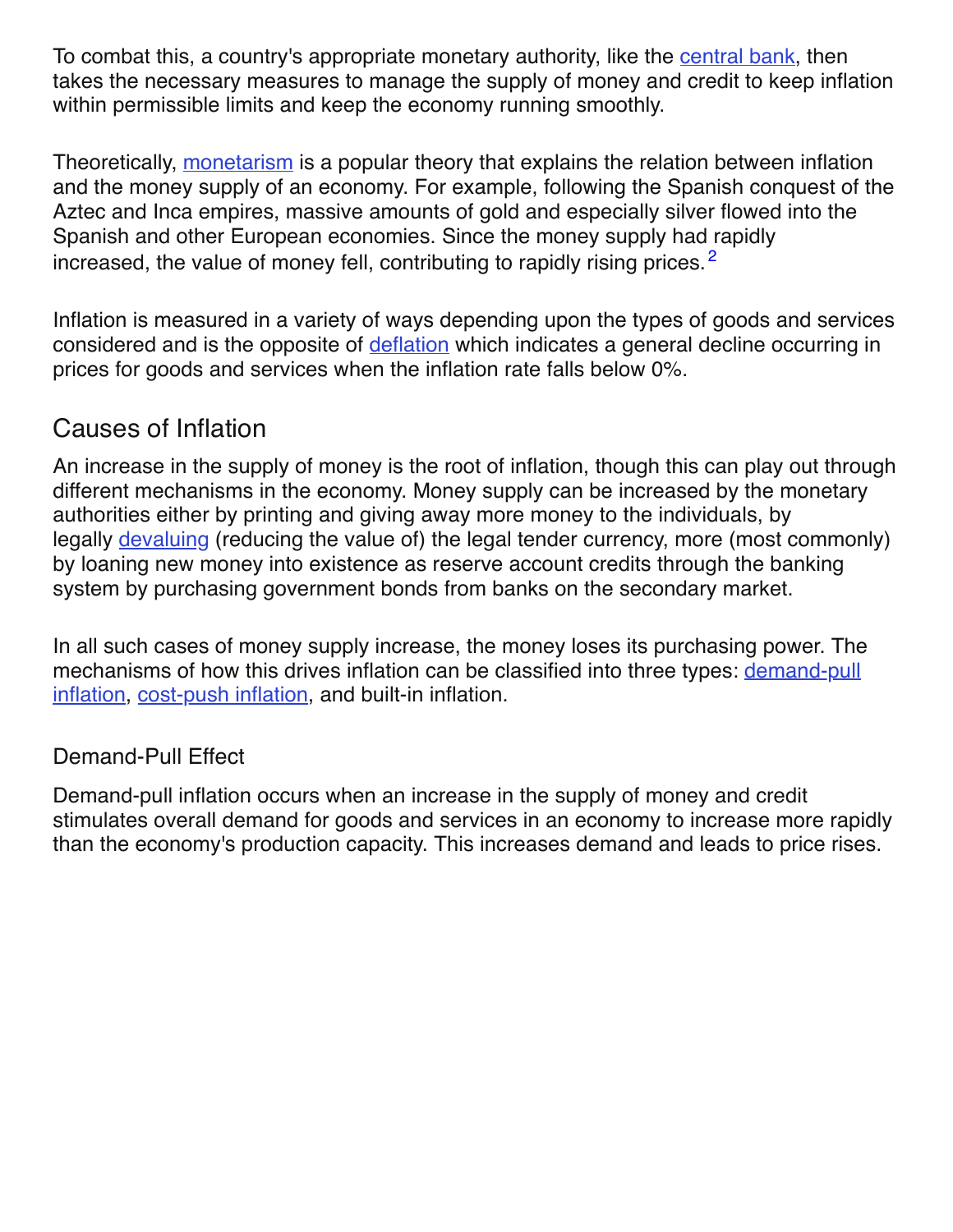To combat this, a country's appropriate monetary authority, like the central bank, then takes the necessary measures to manage the supply of money and credit to keep inflation within permissible limits and keep the economy running smoothly.

Theoretically, monetarism is a popular theory that explains the relation between inflation and the money supply of an economy. For example, following the Spanish conquest of the Aztec and Inca empires, massive amounts of gold and especially silver flowed into the Spanish and other European economies. Since the money supply had rapidly increased, the value of money fell, contributing to rapidly rising prices.[2]

Inflation is measured in a variety of ways depending upon the types of goods and services considered and is the opposite of deflation which indicates a general decline occurring in prices for goods and services when the inflation rate falls below 0%.

## Causes of Inflation

An increase in the supply of money is the root of inflation, though this can play out through different mechanisms in the economy. Money supply can be increased by the monetary authorities either by printing and giving away more money to the individuals, by legally devaluing (reducing the value of) the legal tender currency, more (most commonly) by loaning new money into existence as reserve account credits through the banking system by purchasing government bonds from banks on the secondary market.

In all such cases of money supply increase, the money loses its purchasing power. The mechanisms of how this drives inflation can be classified into three types: demand-pull inflation, cost-push inflation, and built-in inflation.

### Demand-Pull Effect

Demand-pull inflation occurs when an increase in the supply of money and credit stimulates overall demand for goods and services in an economy to increase more rapidly than the economy's production capacity. This increases demand and leads to price rises.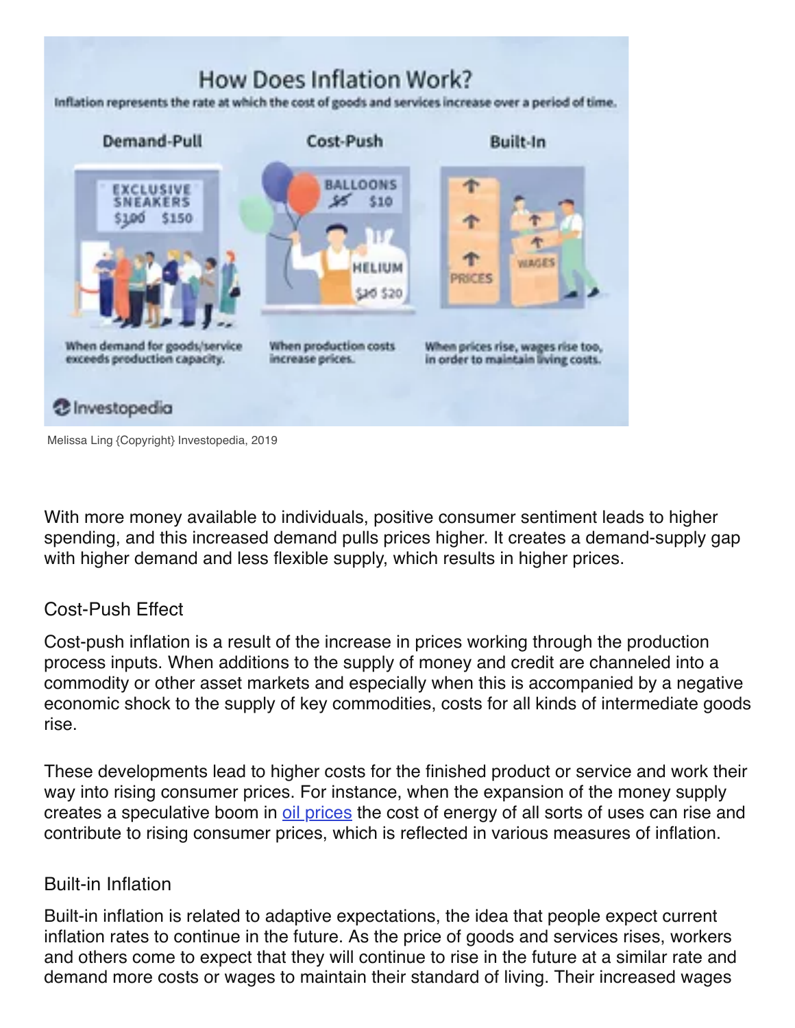Melissa Ling {Copyright} Investopedia, 2019

With more money available to individuals, positive consumer sentiment leads to higher spending, and this increased demand pulls prices higher. It creates a demand-supply gap with higher demand and less flexible supply, which results in higher prices.

### Cost-Push Effect

Cost-push inflation is a result of the increase in prices working through the production process inputs. When additions to the supply of money and credit are channeled into a commodity or other asset markets and especially when this is accompanied by a negative economic shock to the supply of key commodities, costs for all kinds of intermediate goods rise.

These developments lead to higher costs for the finished product or service and work their way into rising consumer prices. For instance, when the expansion of the money supply creates a speculative boom in oil prices the cost of energy of all sorts of uses can rise and contribute to rising consumer prices, which is reflected in various measures of inflation.

### Built-in Inflation

Built-in inflation is related to adaptive expectations, the idea that people expect current inflation rates to continue in the future. As the price of goods and services rises, workers and others come to expect that they will continue to rise in the future at a similar rate and demand more costs or wages to maintain their standard of living. Their increased wages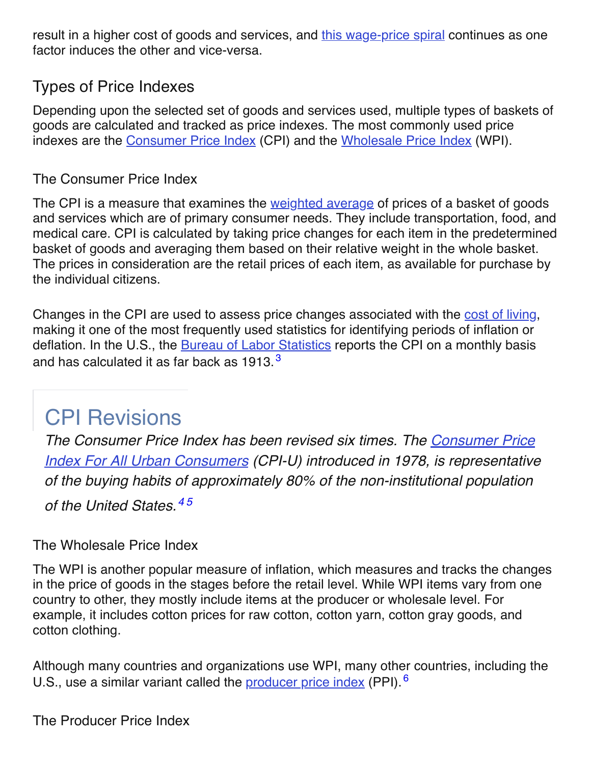result in a higher cost of goods and services, and this wage-price spiral continues as one factor induces the other and vice-versa.

## Types of Price Indexes

Depending upon the selected set of goods and services used, multiple types of baskets of goods are calculated and tracked as price indexes. The most commonly used price indexes are the Consumer Price Index (CPI) and the Wholesale Price Index (WPI).

### The Consumer Price Index

The CPI is a measure that examines the weighted average of prices of a basket of goods and services which are of primary consumer needs. They include transportation, food, and medical care. CPI is calculated by taking price changes for each item in the predetermined basket of goods and averaging them based on their relative weight in the whole basket. The prices in consideration are the retail prices of each item, as available for purchase by the individual citizens.

Changes in the CPI are used to assess price changes associated with the cost of living, making it one of the most frequently used statistics for identifying periods of inflation or deflation. In the U.S., the Bureau of Labor Statistics reports the CPI on a monthly basis and has calculated it as far back as 1913.[3]

> ## CPI Revisions
>
> *The Consumer Price Index has been revised six times. The Consumer Price Index For All Urban Consumers (CPI-U) introduced in 1978, is representative of the buying habits of approximately 80% of the non-institutional population of the United States.*[4][5]

### The Wholesale Price Index

The WPI is another popular measure of inflation, which measures and tracks the changes in the price of goods in the stages before the retail level. While WPI items vary from one country to other, they mostly include items at the producer or wholesale level. For example, it includes cotton prices for raw cotton, cotton yarn, cotton gray goods, and cotton clothing.

Although many countries and organizations use WPI, many other countries, including the U.S., use a similar variant called the producer price index (PPI).[6]

### The Producer Price Index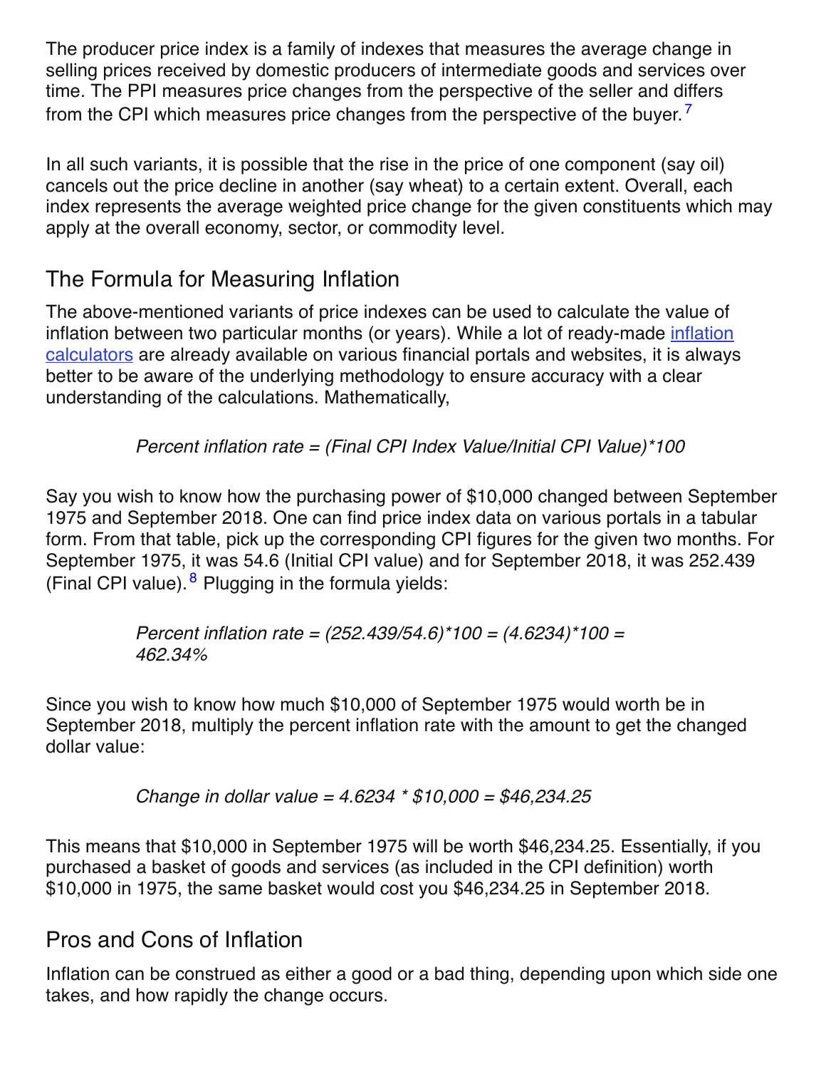The producer price index is a family of indexes that measures the average change in selling prices received by domestic producers of intermediate goods and services over time. The PPI measures price changes from the perspective of the seller and differs from the CPI which measures price changes from the perspective of the buyer.[7]

In all such variants, it is possible that the rise in the price of one component (say oil) cancels out the price decline in another (say wheat) to a certain extent. Overall, each index represents the average weighted price change for the given constituents which may apply at the overall economy, sector, or commodity level.

## The Formula for Measuring Inflation

The above-mentioned variants of price indexes can be used to calculate the value of inflation between two particular months (or years). While a lot of ready-made inflation calculators are already available on various financial portals and websites, it is always better to be aware of the underlying methodology to ensure accuracy with a clear understanding of the calculations. Mathematically,

*Percent inflation rate = (Final CPI Index Value/Initial CPI Value)*100*

Say you wish to know how the purchasing power of $10,000 changed between September 1975 and September 2018. One can find price index data on various portals in a tabular form. From that table, pick up the corresponding CPI figures for the given two months. For September 1975, it was 54.6 (Initial CPI value) and for September 2018, it was 252.439 (Final CPI value).[8] Plugging in the formula yields:

*Percent inflation rate = (252.439/54.6)*100 = (4.6234)*100 = 462.34%*

Since you wish to know how much $10,000 of September 1975 would worth be in September 2018, multiply the percent inflation rate with the amount to get the changed dollar value:

*Change in dollar value = 4.6234 * $10,000 = $46,234.25*

This means that $10,000 in September 1975 will be worth $46,234.25. Essentially, if you purchased a basket of goods and services (as included in the CPI definition) worth $10,000 in 1975, the same basket would cost you $46,234.25 in September 2018.

## Pros and Cons of Inflation

Inflation can be construed as either a good or a bad thing, depending upon which side one takes, and how rapidly the change occurs.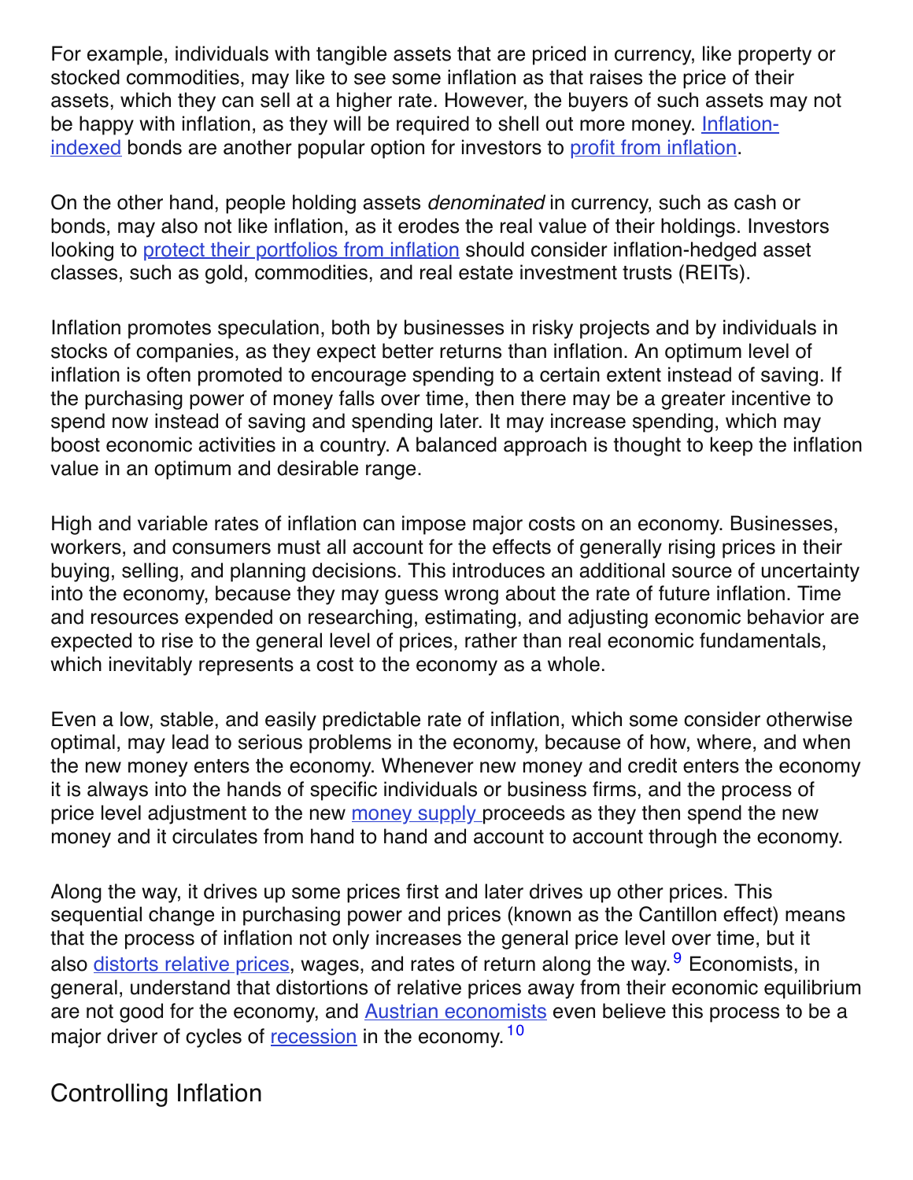For example, individuals with tangible assets that are priced in currency, like property or stocked commodities, may like to see some inflation as that raises the price of their assets, which they can sell at a higher rate. However, the buyers of such assets may not be happy with inflation, as they will be required to shell out more money. Inflation-indexed bonds are another popular option for investors to profit from inflation.

On the other hand, people holding assets *denominated* in currency, such as cash or bonds, may also not like inflation, as it erodes the real value of their holdings. Investors looking to protect their portfolios from inflation should consider inflation-hedged asset classes, such as gold, commodities, and real estate investment trusts (REITs).

Inflation promotes speculation, both by businesses in risky projects and by individuals in stocks of companies, as they expect better returns than inflation. An optimum level of inflation is often promoted to encourage spending to a certain extent instead of saving. If the purchasing power of money falls over time, then there may be a greater incentive to spend now instead of saving and spending later. It may increase spending, which may boost economic activities in a country. A balanced approach is thought to keep the inflation value in an optimum and desirable range.

High and variable rates of inflation can impose major costs on an economy. Businesses, workers, and consumers must all account for the effects of generally rising prices in their buying, selling, and planning decisions. This introduces an additional source of uncertainty into the economy, because they may guess wrong about the rate of future inflation. Time and resources expended on researching, estimating, and adjusting economic behavior are expected to rise to the general level of prices, rather than real economic fundamentals, which inevitably represents a cost to the economy as a whole.

Even a low, stable, and easily predictable rate of inflation, which some consider otherwise optimal, may lead to serious problems in the economy, because of how, where, and when the new money enters the economy. Whenever new money and credit enters the economy it is always into the hands of specific individuals or business firms, and the process of price level adjustment to the new money supply proceeds as they then spend the new money and it circulates from hand to hand and account to account through the economy.

Along the way, it drives up some prices first and later drives up other prices. This sequential change in purchasing power and prices (known as the Cantillon effect) means that the process of inflation not only increases the general price level over time, but it also distorts relative prices, wages, and rates of return along the way.[9] Economists, in general, understand that distortions of relative prices away from their economic equilibrium are not good for the economy, and Austrian economists even believe this process to be a major driver of cycles of recession in the economy.[10]

## Controlling Inflation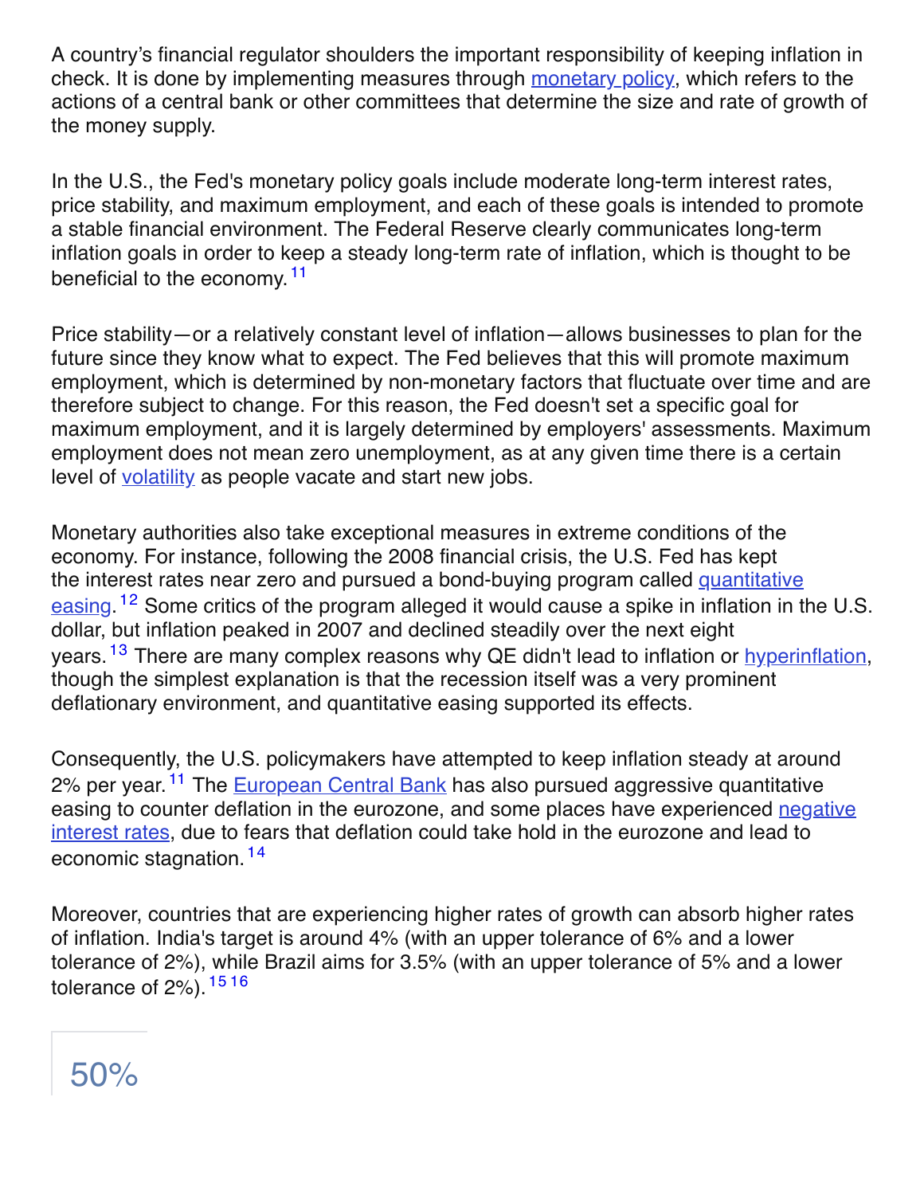A country's financial regulator shoulders the important responsibility of keeping inflation in check. It is done by implementing measures through monetary policy, which refers to the actions of a central bank or other committees that determine the size and rate of growth of the money supply.

In the U.S., the Fed's monetary policy goals include moderate long-term interest rates, price stability, and maximum employment, and each of these goals is intended to promote a stable financial environment. The Federal Reserve clearly communicates long-term inflation goals in order to keep a steady long-term rate of inflation, which is thought to be beneficial to the economy.[11]

Price stability—or a relatively constant level of inflation—allows businesses to plan for the future since they know what to expect. The Fed believes that this will promote maximum employment, which is determined by non-monetary factors that fluctuate over time and are therefore subject to change. For this reason, the Fed doesn't set a specific goal for maximum employment, and it is largely determined by employers' assessments. Maximum employment does not mean zero unemployment, as at any given time there is a certain level of volatility as people vacate and start new jobs.

Monetary authorities also take exceptional measures in extreme conditions of the economy. For instance, following the 2008 financial crisis, the U.S. Fed has kept the interest rates near zero and pursued a bond-buying program called quantitative easing.[12] Some critics of the program alleged it would cause a spike in inflation in the U.S. dollar, but inflation peaked in 2007 and declined steadily over the next eight years.[13] There are many complex reasons why QE didn't lead to inflation or hyperinflation, though the simplest explanation is that the recession itself was a very prominent deflationary environment, and quantitative easing supported its effects.

Consequently, the U.S. policymakers have attempted to keep inflation steady at around 2% per year.[11] The European Central Bank has also pursued aggressive quantitative easing to counter deflation in the eurozone, and some places have experienced negative interest rates, due to fears that deflation could take hold in the eurozone and lead to economic stagnation.[14]

Moreover, countries that are experiencing higher rates of growth can absorb higher rates of inflation. India's target is around 4% (with an upper tolerance of 6% and a lower tolerance of 2%), while Brazil aims for 3.5% (with an upper tolerance of 5% and a lower tolerance of 2%).[15,16]

50%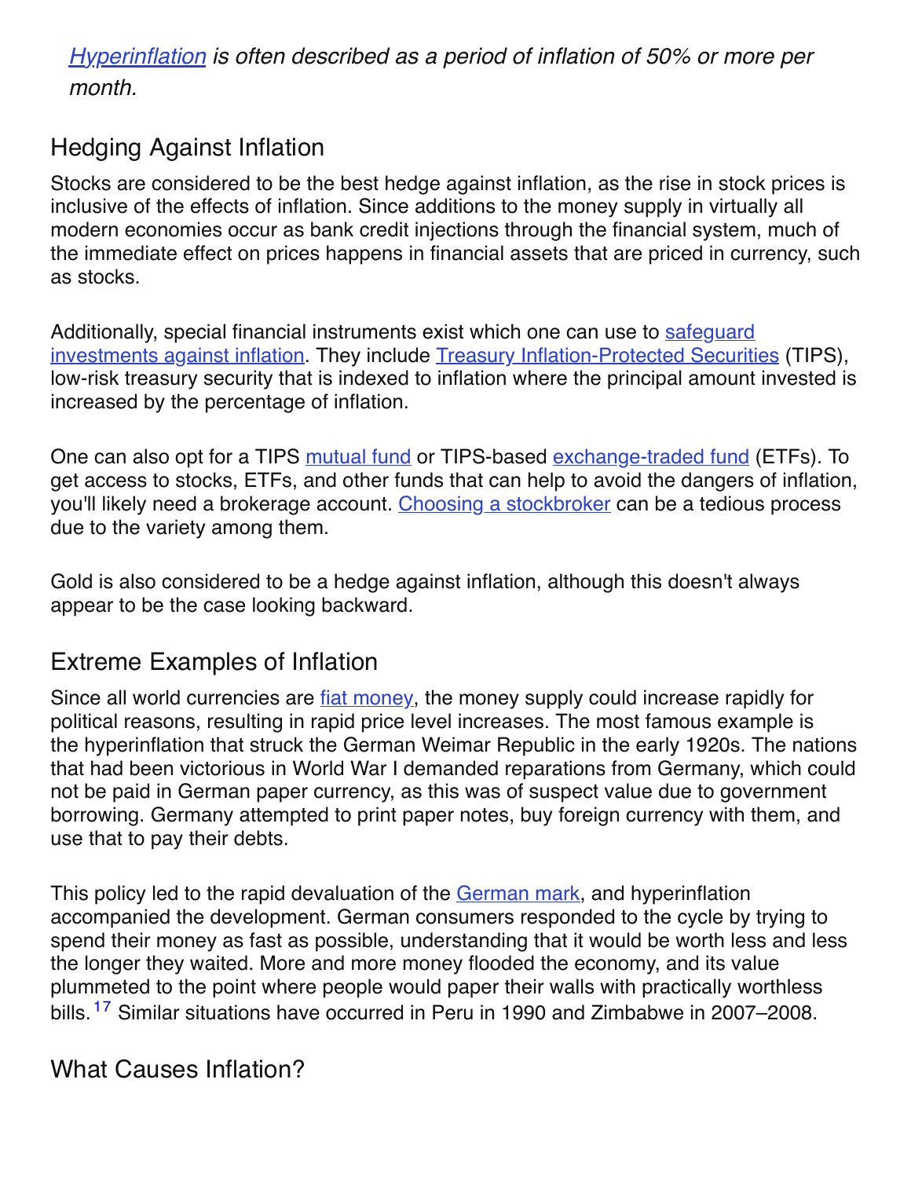*Hyperinflation is often described as a period of inflation of 50% or more per month.*

## Hedging Against Inflation

Stocks are considered to be the best hedge against inflation, as the rise in stock prices is inclusive of the effects of inflation. Since additions to the money supply in virtually all modern economies occur as bank credit injections through the financial system, much of the immediate effect on prices happens in financial assets that are priced in currency, such as stocks.

Additionally, special financial instruments exist which one can use to safeguard investments against inflation. They include Treasury Inflation-Protected Securities (TIPS), low-risk treasury security that is indexed to inflation where the principal amount invested is increased by the percentage of inflation.

One can also opt for a TIPS mutual fund or TIPS-based exchange-traded fund (ETFs). To get access to stocks, ETFs, and other funds that can help to avoid the dangers of inflation, you'll likely need a brokerage account. Choosing a stockbroker can be a tedious process due to the variety among them.

Gold is also considered to be a hedge against inflation, although this doesn't always appear to be the case looking backward.

## Extreme Examples of Inflation

Since all world currencies are fiat money, the money supply could increase rapidly for political reasons, resulting in rapid price level increases. The most famous example is the hyperinflation that struck the German Weimar Republic in the early 1920s. The nations that had been victorious in World War I demanded reparations from Germany, which could not be paid in German paper currency, as this was of suspect value due to government borrowing. Germany attempted to print paper notes, buy foreign currency with them, and use that to pay their debts.

This policy led to the rapid devaluation of the German mark, and hyperinflation accompanied the development. German consumers responded to the cycle by trying to spend their money as fast as possible, understanding that it would be worth less and less the longer they waited. More and more money flooded the economy, and its value plummeted to the point where people would paper their walls with practically worthless bills.[17] Similar situations have occurred in Peru in 1990 and Zimbabwe in 2007–2008.

## What Causes Inflation?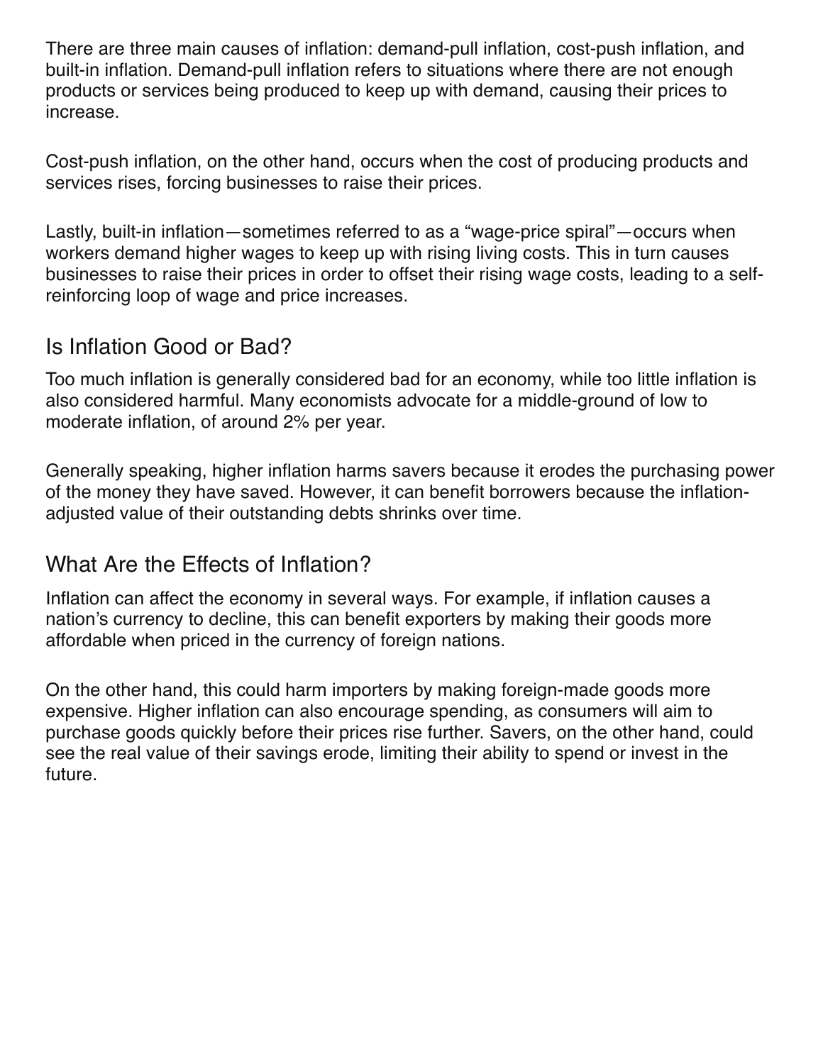There are three main causes of inflation: demand-pull inflation, cost-push inflation, and built-in inflation. Demand-pull inflation refers to situations where there are not enough products or services being produced to keep up with demand, causing their prices to increase.

Cost-push inflation, on the other hand, occurs when the cost of producing products and services rises, forcing businesses to raise their prices.

Lastly, built-in inflation—sometimes referred to as a "wage-price spiral"—occurs when workers demand higher wages to keep up with rising living costs. This in turn causes businesses to raise their prices in order to offset their rising wage costs, leading to a self-reinforcing loop of wage and price increases.

## Is Inflation Good or Bad?

Too much inflation is generally considered bad for an economy, while too little inflation is also considered harmful. Many economists advocate for a middle-ground of low to moderate inflation, of around 2% per year.

Generally speaking, higher inflation harms savers because it erodes the purchasing power of the money they have saved. However, it can benefit borrowers because the inflation-adjusted value of their outstanding debts shrinks over time.

## What Are the Effects of Inflation?

Inflation can affect the economy in several ways. For example, if inflation causes a nation's currency to decline, this can benefit exporters by making their goods more affordable when priced in the currency of foreign nations.

On the other hand, this could harm importers by making foreign-made goods more expensive. Higher inflation can also encourage spending, as consumers will aim to purchase goods quickly before their prices rise further. Savers, on the other hand, could see the real value of their savings erode, limiting their ability to spend or invest in the future.